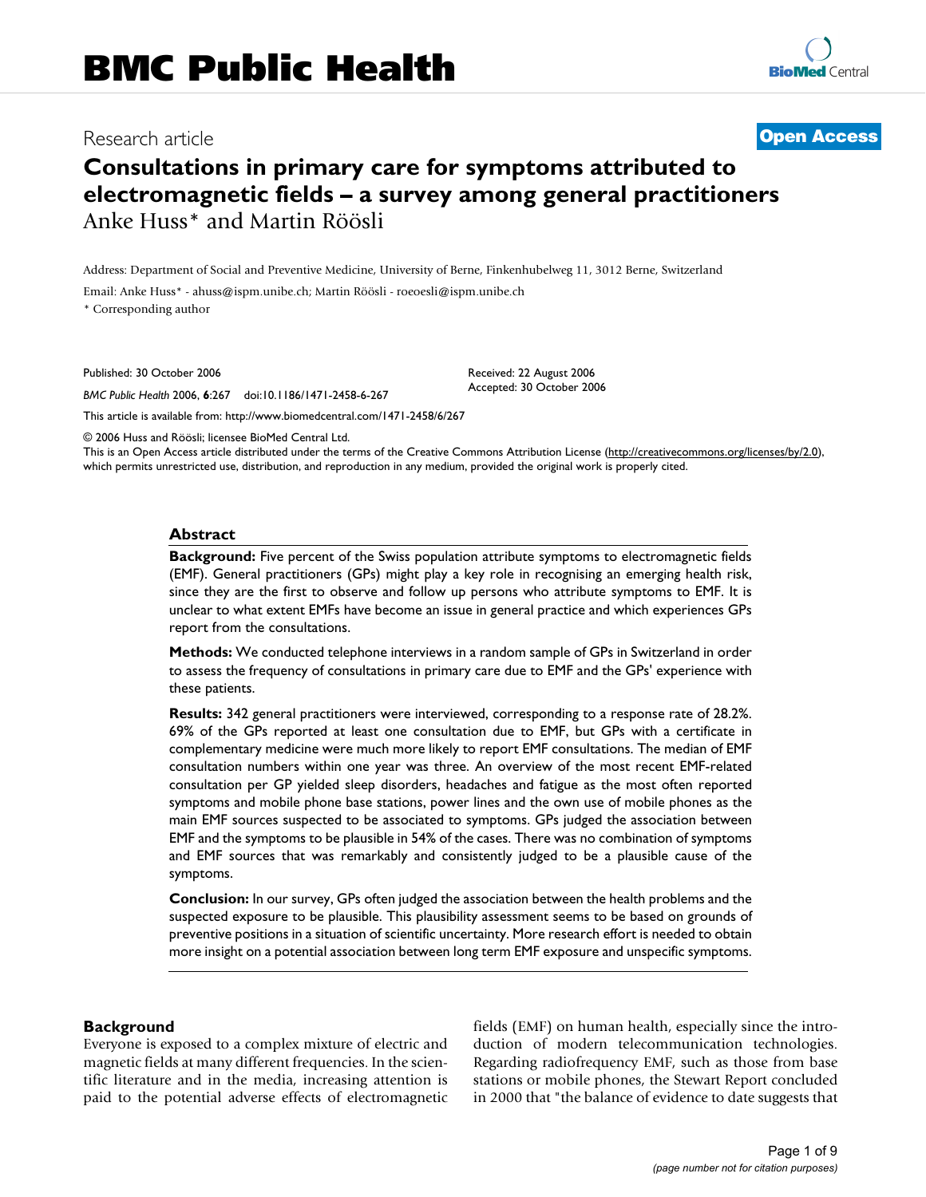# Consultations in primary care for symptoms attributed to electromagnetic fields – a survey among general practitioners

Research article

**Open Access**

Anke Huss* and Martin Röösli

Address: Department of Social and Preventive Medicine, University of Berne, Finkenhubelweg 11, 3012 Berne, Switzerland

Email: Anke Huss* - ahuss@ispm.unibe.ch; Martin Röösli - roeoesli@ispm.unibe.ch

* Corresponding author

Published: 30 October 2006

*BMC Public Health* 2006, **6**:267 doi:10.1186/1471-2458-6-267

Received: 22 August 2006
Accepted: 30 October 2006

This article is available from: http://www.biomedcentral.com/1471-2458/6/267

© 2006 Huss and Röösli; licensee BioMed Central Ltd.
This is an Open Access article distributed under the terms of the Creative Commons Attribution License (http://creativecommons.org/licenses/by/2.0), which permits unrestricted use, distribution, and reproduction in any medium, provided the original work is properly cited.

## Abstract

**Background:** Five percent of the Swiss population attribute symptoms to electromagnetic fields (EMF). General practitioners (GPs) might play a key role in recognising an emerging health risk, since they are the first to observe and follow up persons who attribute symptoms to EMF. It is unclear to what extent EMFs have become an issue in general practice and which experiences GPs report from the consultations.

**Methods:** We conducted telephone interviews in a random sample of GPs in Switzerland in order to assess the frequency of consultations in primary care due to EMF and the GPs' experience with these patients.

**Results:** 342 general practitioners were interviewed, corresponding to a response rate of 28.2%. 69% of the GPs reported at least one consultation due to EMF, but GPs with a certificate in complementary medicine were much more likely to report EMF consultations. The median of EMF consultation numbers within one year was three. An overview of the most recent EMF-related consultation per GP yielded sleep disorders, headaches and fatigue as the most often reported symptoms and mobile phone base stations, power lines and the own use of mobile phones as the main EMF sources suspected to be associated to symptoms. GPs judged the association between EMF and the symptoms to be plausible in 54% of the cases. There was no combination of symptoms and EMF sources that was remarkably and consistently judged to be a plausible cause of the symptoms.

**Conclusion:** In our survey, GPs often judged the association between the health problems and the suspected exposure to be plausible. This plausibility assessment seems to be based on grounds of preventive positions in a situation of scientific uncertainty. More research effort is needed to obtain more insight on a potential association between long term EMF exposure and unspecific symptoms.

## Background

Everyone is exposed to a complex mixture of electric and magnetic fields at many different frequencies. In the scientific literature and in the media, increasing attention is paid to the potential adverse effects of electromagnetic fields (EMF) on human health, especially since the introduction of modern telecommunication technologies. Regarding radiofrequency EMF, such as those from base stations or mobile phones, the Stewart Report concluded in 2000 that "the balance of evidence to date suggests that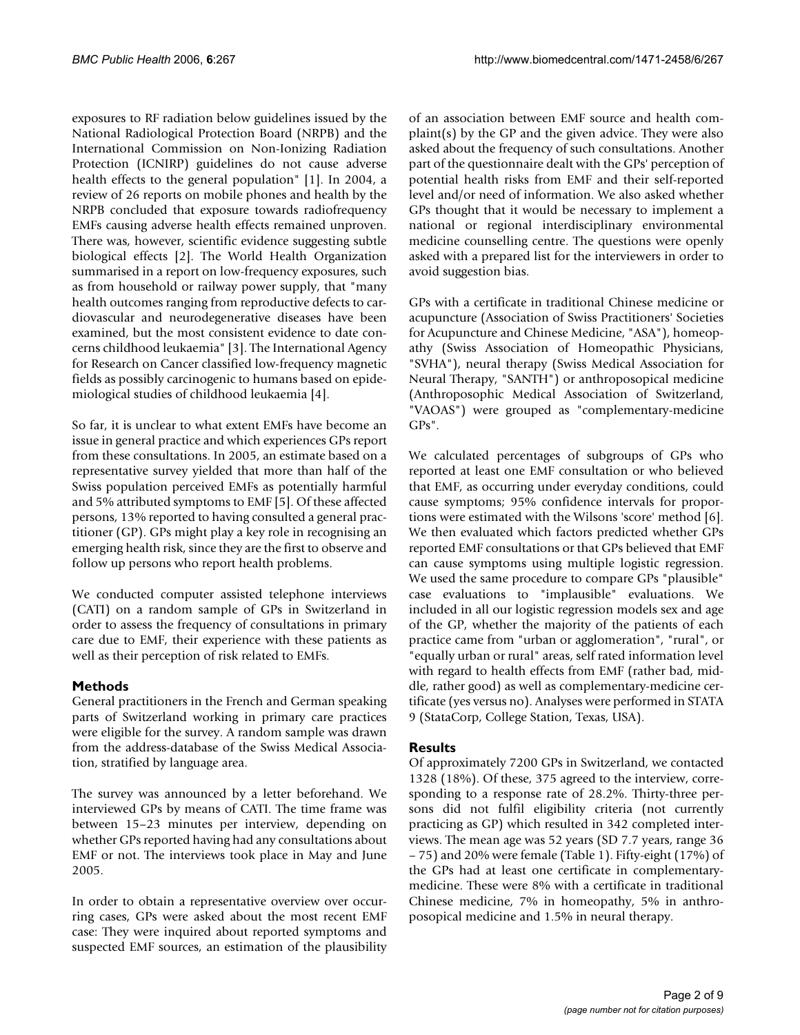exposures to RF radiation below guidelines issued by the National Radiological Protection Board (NRPB) and the International Commission on Non-Ionizing Radiation Protection (ICNIRP) guidelines do not cause adverse health effects to the general population" [1]. In 2004, a review of 26 reports on mobile phones and health by the NRPB concluded that exposure towards radiofrequency EMFs causing adverse health effects remained unproven. There was, however, scientific evidence suggesting subtle biological effects [2]. The World Health Organization summarised in a report on low-frequency exposures, such as from household or railway power supply, that "many health outcomes ranging from reproductive defects to cardiovascular and neurodegenerative diseases have been examined, but the most consistent evidence to date concerns childhood leukaemia" [3]. The International Agency for Research on Cancer classified low-frequency magnetic fields as possibly carcinogenic to humans based on epidemiological studies of childhood leukaemia [4].

So far, it is unclear to what extent EMFs have become an issue in general practice and which experiences GPs report from these consultations. In 2005, an estimate based on a representative survey yielded that more than half of the Swiss population perceived EMFs as potentially harmful and 5% attributed symptoms to EMF [5]. Of these affected persons, 13% reported to having consulted a general practitioner (GP). GPs might play a key role in recognising an emerging health risk, since they are the first to observe and follow up persons who report health problems.

We conducted computer assisted telephone interviews (CATI) on a random sample of GPs in Switzerland in order to assess the frequency of consultations in primary care due to EMF, their experience with these patients as well as their perception of risk related to EMFs.

## Methods

General practitioners in the French and German speaking parts of Switzerland working in primary care practices were eligible for the survey. A random sample was drawn from the address-database of the Swiss Medical Association, stratified by language area.

The survey was announced by a letter beforehand. We interviewed GPs by means of CATI. The time frame was between 15–23 minutes per interview, depending on whether GPs reported having had any consultations about EMF or not. The interviews took place in May and June 2005.

In order to obtain a representative overview over occurring cases, GPs were asked about the most recent EMF case: They were inquired about reported symptoms and suspected EMF sources, an estimation of the plausibility of an association between EMF source and health complaint(s) by the GP and the given advice. They were also asked about the frequency of such consultations. Another part of the questionnaire dealt with the GPs' perception of potential health risks from EMF and their self-reported level and/or need of information. We also asked whether GPs thought that it would be necessary to implement a national or regional interdisciplinary environmental medicine counselling centre. The questions were openly asked with a prepared list for the interviewers in order to avoid suggestion bias.

GPs with a certificate in traditional Chinese medicine or acupuncture (Association of Swiss Practitioners' Societies for Acupuncture and Chinese Medicine, "ASA"), homeopathy (Swiss Association of Homeopathic Physicians, "SVHA"), neural therapy (Swiss Medical Association for Neural Therapy, "SANTH") or anthroposopical medicine (Anthroposophic Medical Association of Switzerland, "VAOAS") were grouped as "complementary-medicine GPs".

We calculated percentages of subgroups of GPs who reported at least one EMF consultation or who believed that EMF, as occurring under everyday conditions, could cause symptoms; 95% confidence intervals for proportions were estimated with the Wilsons 'score' method [6]. We then evaluated which factors predicted whether GPs reported EMF consultations or that GPs believed that EMF can cause symptoms using multiple logistic regression. We used the same procedure to compare GPs "plausible" case evaluations to "implausible" evaluations. We included in all our logistic regression models sex and age of the GP, whether the majority of the patients of each practice came from "urban or agglomeration", "rural", or "equally urban or rural" areas, self rated information level with regard to health effects from EMF (rather bad, middle, rather good) as well as complementary-medicine certificate (yes versus no). Analyses were performed in STATA 9 (StataCorp, College Station, Texas, USA).

## Results

Of approximately 7200 GPs in Switzerland, we contacted 1328 (18%). Of these, 375 agreed to the interview, corresponding to a response rate of 28.2%. Thirty-three persons did not fulfil eligibility criteria (not currently practicing as GP) which resulted in 342 completed interviews. The mean age was 52 years (SD 7.7 years, range 36 – 75) and 20% were female (Table 1). Fifty-eight (17%) of the GPs had at least one certificate in complementary-medicine. These were 8% with a certificate in traditional Chinese medicine, 7% in homeopathy, 5% in anthroposopical medicine and 1.5% in neural therapy.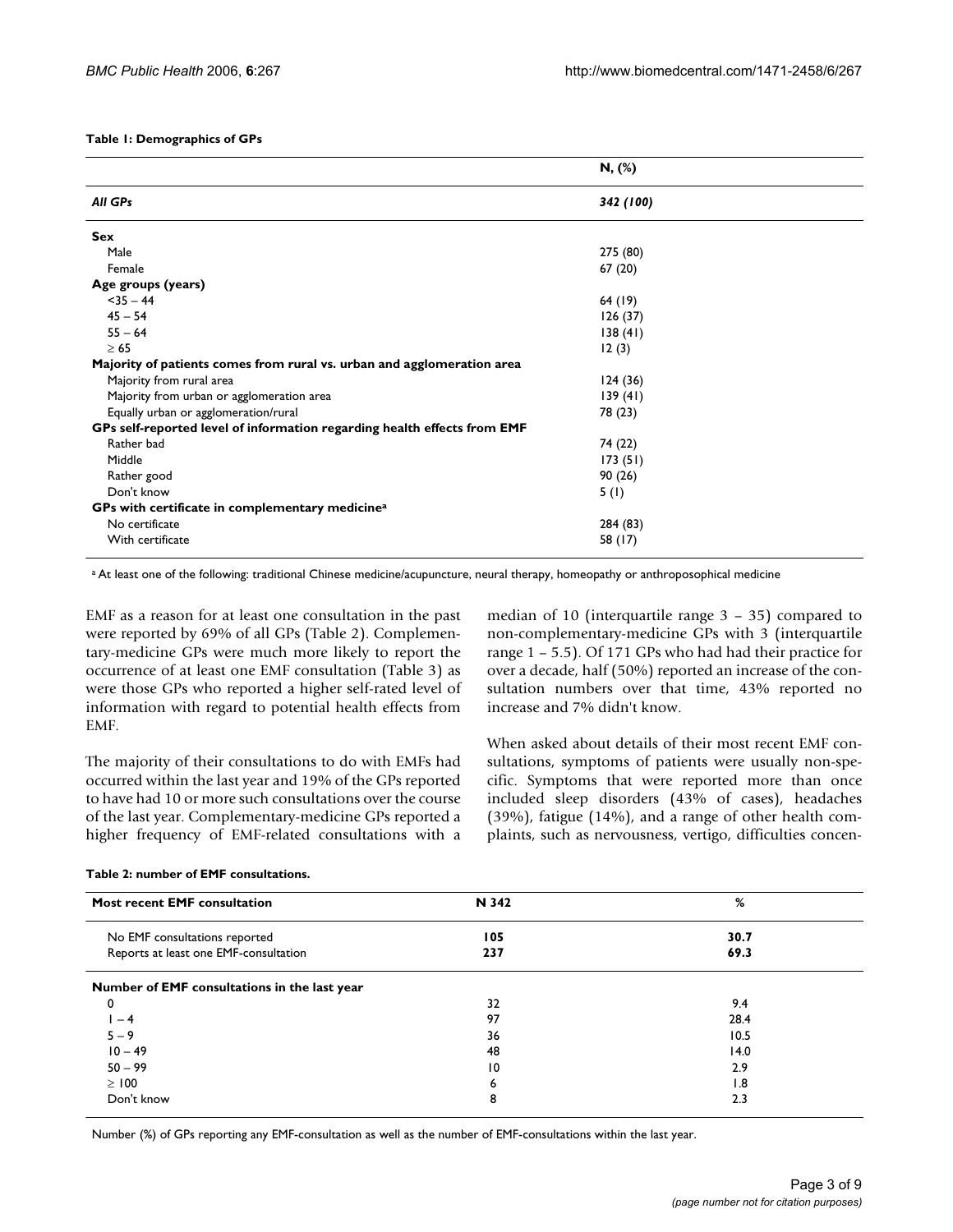**Table 1: Demographics of GPs**

| | N, (%) |
|---|---|
| ***All GPs*** | ***342 (100)*** |
| **Sex** | |
| Male | 275 (80) |
| Female | 67 (20) |
| **Age groups (years)** | |
| <35 – 44 | 64 (19) |
| 45 – 54 | 126 (37) |
| 55 – 64 | 138 (41) |
| ≥ 65 | 12 (3) |
| **Majority of patients comes from rural vs. urban and agglomeration area** | |
| Majority from rural area | 124 (36) |
| Majority from urban or agglomeration area | 139 (41) |
| Equally urban or agglomeration/rural | 78 (23) |
| **GPs self-reported level of information regarding health effects from EMF** | |
| Rather bad | 74 (22) |
| Middle | 173 (51) |
| Rather good | 90 (26) |
| Don't know | 5 (1) |
| **GPs with certificate in complementary medicine[a]** | |
| No certificate | 284 (83) |
| With certificate | 58 (17) |

[a] At least one of the following: traditional Chinese medicine/acupuncture, neural therapy, homeopathy or anthroposophical medicine

EMF as a reason for at least one consultation in the past were reported by 69% of all GPs (Table 2). Complementary-medicine GPs were much more likely to report the occurrence of at least one EMF consultation (Table 3) as were those GPs who reported a higher self-rated level of information with regard to potential health effects from EMF.

The majority of their consultations to do with EMFs had occurred within the last year and 19% of the GPs reported to have had 10 or more such consultations over the course of the last year. Complementary-medicine GPs reported a higher frequency of EMF-related consultations with a median of 10 (interquartile range 3 – 35) compared to non-complementary-medicine GPs with 3 (interquartile range 1 – 5.5). Of 171 GPs who had had their practice for over a decade, half (50%) reported an increase of the consultation numbers over that time, 43% reported no increase and 7% didn't know.

When asked about details of their most recent EMF consultations, symptoms of patients were usually non-specific. Symptoms that were reported more than once included sleep disorders (43% of cases), headaches (39%), fatigue (14%), and a range of other health complaints, such as nervousness, vertigo, difficulties concen-

**Table 2: number of EMF consultations.**

| Most recent EMF consultation | N 342 | % |
|---|---|---|
| No EMF consultations reported | **105** | **30.7** |
| Reports at least one EMF-consultation | **237** | **69.3** |
| **Number of EMF consultations in the last year** | | |
| 0 | 32 | 9.4 |
| 1 – 4 | 97 | 28.4 |
| 5 – 9 | 36 | 10.5 |
| 10 – 49 | 48 | 14.0 |
| 50 – 99 | 10 | 2.9 |
| ≥ 100 | 6 | 1.8 |
| Don't know | 8 | 2.3 |

Number (%) of GPs reporting any EMF-consultation as well as the number of EMF-consultations within the last year.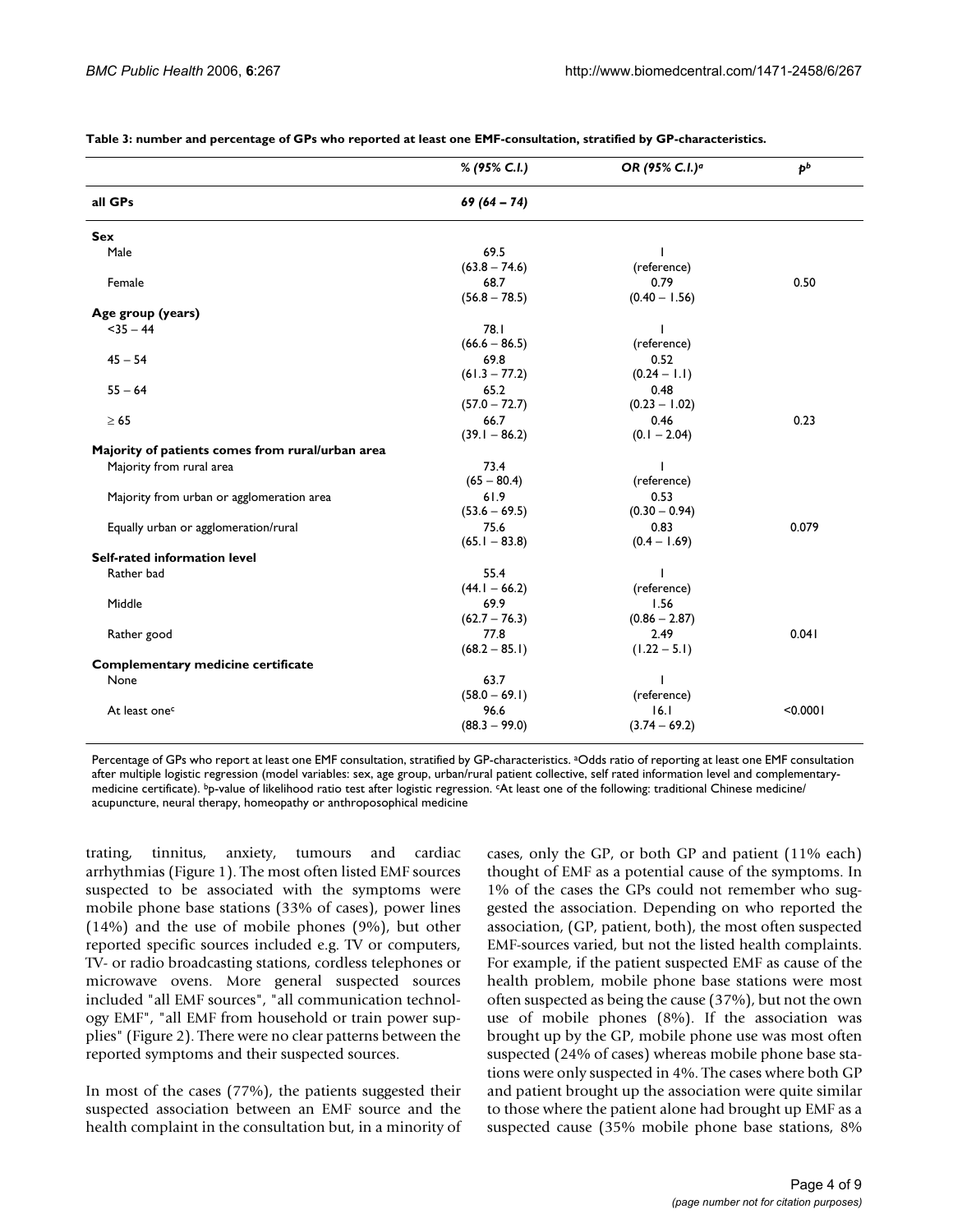**Table 3: number and percentage of GPs who reported at least one EMF-consultation, stratified by GP-characteristics.**

| | % (95% C.I.) | OR (95% C.I.)[a] | p[b] |
|---|---|---|---|
| **all GPs** | *69 (64 – 74)* | | |
| **Sex** | | | |
| Male | 69.5 (63.8 – 74.6) | 1 (reference) | |
| Female | 68.7 (56.8 – 78.5) | 0.79 (0.40 – 1.56) | 0.50 |
| **Age group (years)** | | | |
| <35 – 44 | 78.1 (66.6 – 86.5) | 1 (reference) | |
| 45 – 54 | 69.8 (61.3 – 77.2) | 0.52 (0.24 – 1.1) | |
| 55 – 64 | 65.2 (57.0 – 72.7) | 0.48 (0.23 – 1.02) | |
| ≥ 65 | 66.7 (39.1 – 86.2) | 0.46 (0.1 – 2.04) | 0.23 |
| **Majority of patients comes from rural/urban area** | | | |
| Majority from rural area | 73.4 (65 – 80.4) | 1 (reference) | |
| Majority from urban or agglomeration area | 61.9 (53.6 – 69.5) | 0.53 (0.30 – 0.94) | |
| Equally urban or agglomeration/rural | 75.6 (65.1 – 83.8) | 0.83 (0.4 – 1.69) | 0.079 |
| **Self-rated information level** | | | |
| Rather bad | 55.4 (44.1 – 66.2) | 1 (reference) | |
| Middle | 69.9 (62.7 – 76.3) | 1.56 (0.86 – 2.87) | |
| Rather good | 77.8 (68.2 – 85.1) | 2.49 (1.22 – 5.1) | 0.041 |
| **Complementary medicine certificate** | | | |
| None | 63.7 (58.0 – 69.1) | 1 (reference) | |
| At least one[c] | 96.6 (88.3 – 99.0) | 16.1 (3.74 – 69.2) | <0.0001 |

Percentage of GPs who report at least one EMF consultation, stratified by GP-characteristics. [a]Odds ratio of reporting at least one EMF consultation after multiple logistic regression (model variables: sex, age group, urban/rural patient collective, self rated information level and complementary-medicine certificate). [b]p-value of likelihood ratio test after logistic regression. [c]At least one of the following: traditional Chinese medicine/ acupuncture, neural therapy, homeopathy or anthroposophical medicine

trating, tinnitus, anxiety, tumours and cardiac arrhythmias (Figure 1). The most often listed EMF sources suspected to be associated with the symptoms were mobile phone base stations (33% of cases), power lines (14%) and the use of mobile phones (9%), but other reported specific sources included e.g. TV or computers, TV- or radio broadcasting stations, cordless telephones or microwave ovens. More general suspected sources included "all EMF sources", "all communication technology EMF", "all EMF from household or train power supplies" (Figure 2). There were no clear patterns between the reported symptoms and their suspected sources.

In most of the cases (77%), the patients suggested their suspected association between an EMF source and the health complaint in the consultation but, in a minority of cases, only the GP, or both GP and patient (11% each) thought of EMF as a potential cause of the symptoms. In 1% of the cases the GPs could not remember who suggested the association. Depending on who reported the association, (GP, patient, both), the most often suspected EMF-sources varied, but not the listed health complaints. For example, if the patient suspected EMF as cause of the health problem, mobile phone base stations were most often suspected as being the cause (37%), but not the own use of mobile phones (8%). If the association was brought up by the GP, mobile phone use was most often suspected (24% of cases) whereas mobile phone base stations were only suspected in 4%. The cases where both GP and patient brought up the association were quite similar to those where the patient alone had brought up EMF as a suspected cause (35% mobile phone base stations, 8%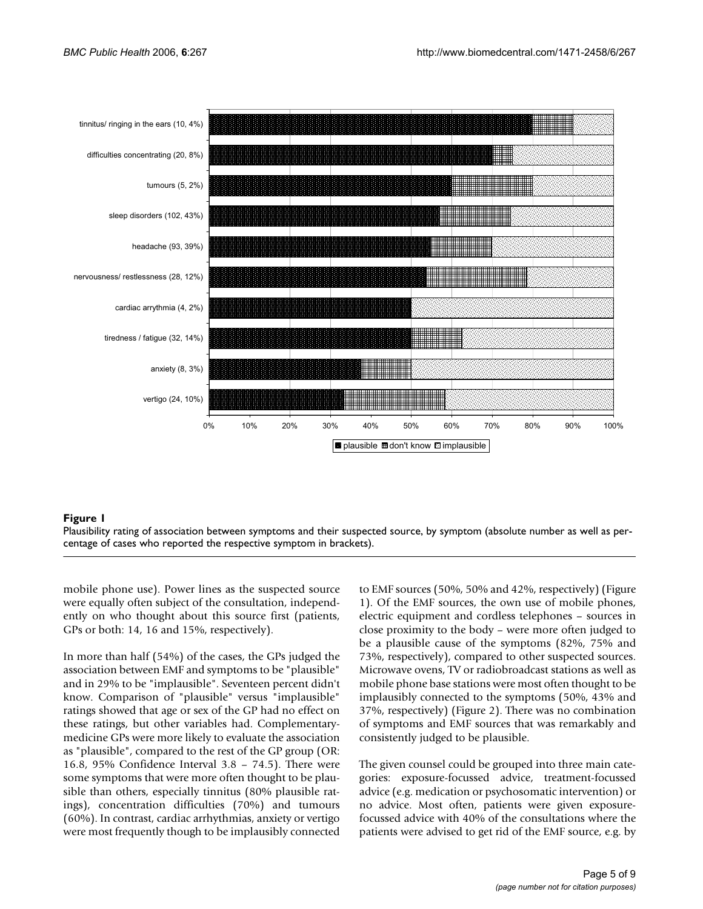**Figure 1**

Plausibility rating of association between symptoms and their suspected source, by symptom (absolute number as well as percentage of cases who reported the respective symptom in brackets).

mobile phone use). Power lines as the suspected source were equally often subject of the consultation, independently on who thought about this source first (patients, GPs or both: 14, 16 and 15%, respectively).

In more than half (54%) of the cases, the GPs judged the association between EMF and symptoms to be "plausible" and in 29% to be "implausible". Seventeen percent didn't know. Comparison of "plausible" versus "implausible" ratings showed that age or sex of the GP had no effect on these ratings, but other variables had. Complementary-medicine GPs were more likely to evaluate the association as "plausible", compared to the rest of the GP group (OR: 16.8, 95% Confidence Interval 3.8 – 74.5). There were some symptoms that were more often thought to be plausible than others, especially tinnitus (80% plausible ratings), concentration difficulties (70%) and tumours (60%). In contrast, cardiac arrhythmias, anxiety or vertigo were most frequently though to be implausibly connected to EMF sources (50%, 50% and 42%, respectively) (Figure 1). Of the EMF sources, the own use of mobile phones, electric equipment and cordless telephones – sources in close proximity to the body – were more often judged to be a plausible cause of the symptoms (82%, 75% and 73%, respectively), compared to other suspected sources. Microwave ovens, TV or radiobroadcast stations as well as mobile phone base stations were most often thought to be implausibly connected to the symptoms (50%, 43% and 37%, respectively) (Figure 2). There was no combination of symptoms and EMF sources that was remarkably and consistently judged to be plausible.

The given counsel could be grouped into three main categories: exposure-focussed advice, treatment-focussed advice (e.g. medication or psychosomatic intervention) or no advice. Most often, patients were given exposure-focussed advice with 40% of the consultations where the patients were advised to get rid of the EMF source, e.g. by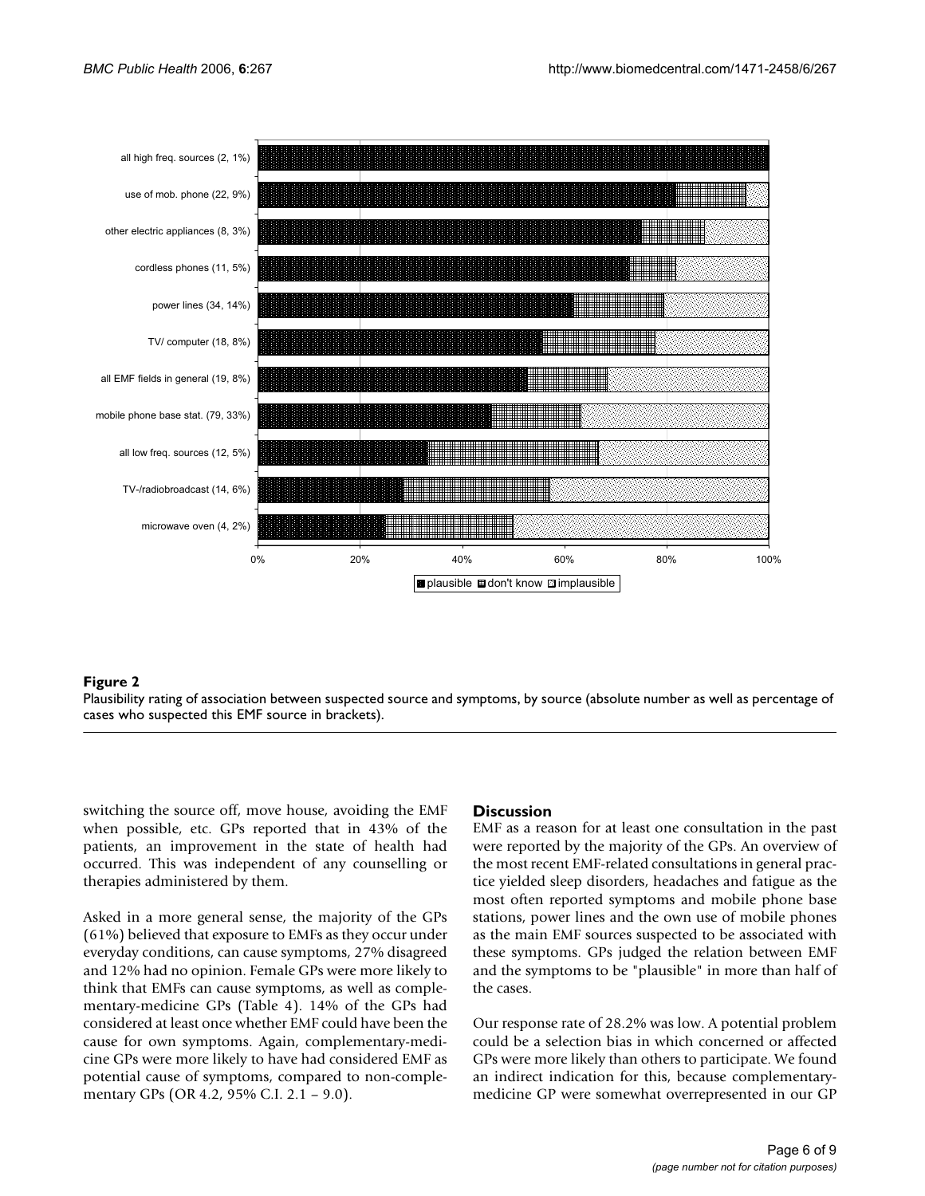**Figure 2**
Plausibility rating of association between suspected source and symptoms, by source (absolute number as well as percentage of cases who suspected this EMF source in brackets).

switching the source off, move house, avoiding the EMF when possible, etc. GPs reported that in 43% of the patients, an improvement in the state of health had occurred. This was independent of any counselling or therapies administered by them.

Asked in a more general sense, the majority of the GPs (61%) believed that exposure to EMFs as they occur under everyday conditions, can cause symptoms, 27% disagreed and 12% had no opinion. Female GPs were more likely to think that EMFs can cause symptoms, as well as complementary-medicine GPs (Table 4). 14% of the GPs had considered at least once whether EMF could have been the cause for own symptoms. Again, complementary-medicine GPs were more likely to have had considered EMF as potential cause of symptoms, compared to non-complementary GPs (OR 4.2, 95% C.I. 2.1 – 9.0).

## Discussion

EMF as a reason for at least one consultation in the past were reported by the majority of the GPs. An overview of the most recent EMF-related consultations in general practice yielded sleep disorders, headaches and fatigue as the most often reported symptoms and mobile phone base stations, power lines and the own use of mobile phones as the main EMF sources suspected to be associated with these symptoms. GPs judged the relation between EMF and the symptoms to be "plausible" in more than half of the cases.

Our response rate of 28.2% was low. A potential problem could be a selection bias in which concerned or affected GPs were more likely than others to participate. We found an indirect indication for this, because complementary-medicine GP were somewhat overrepresented in our GP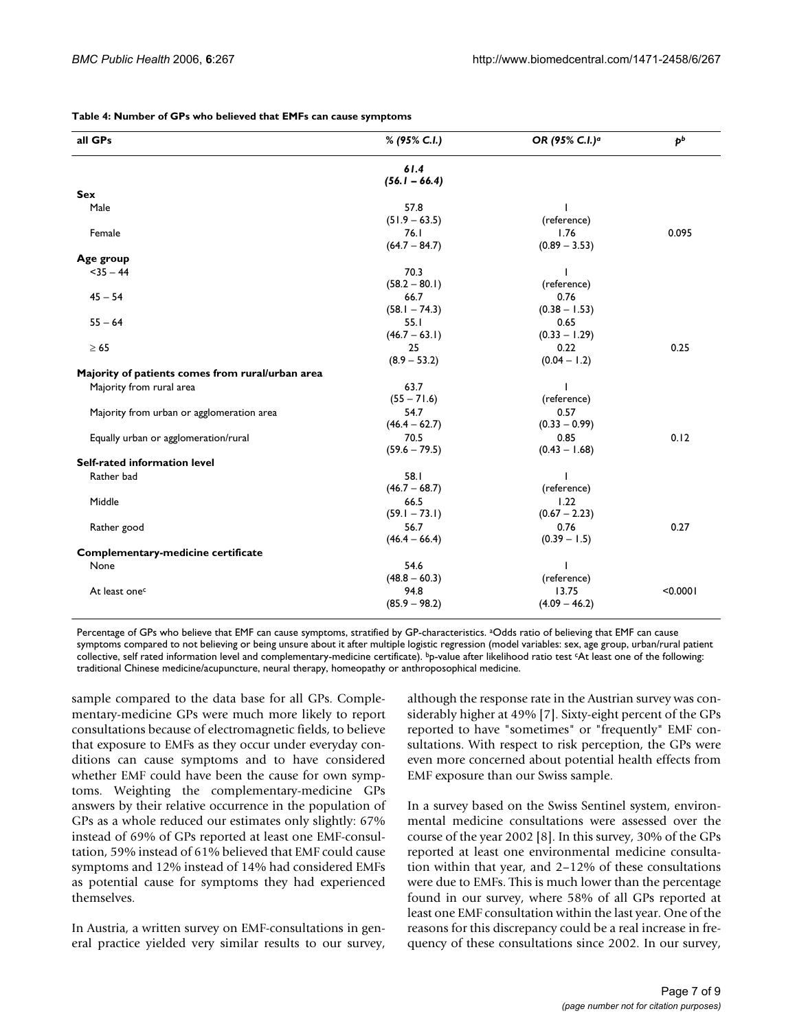**Table 4: Number of GPs who believed that EMFs can cause symptoms**

| all GPs | % (95% C.I.) | OR (95% C.I.)[a] | p[b] |
|---|---|---|---|
| | *61.4 (56.1 – 66.4)* | | |
| **Sex** | | | |
| Male | 57.8 (51.9 – 63.5) | 1 (reference) | |
| Female | 76.1 (64.7 – 84.7) | 1.76 (0.89 – 3.53) | 0.095 |
| **Age group** | | | |
| <35 – 44 | 70.3 (58.2 – 80.1) | 1 (reference) | |
| 45 – 54 | 66.7 (58.1 – 74.3) | 0.76 (0.38 – 1.53) | |
| 55 – 64 | 55.1 (46.7 – 63.1) | 0.65 (0.33 – 1.29) | |
| ≥ 65 | 25 (8.9 – 53.2) | 0.22 (0.04 – 1.2) | 0.25 |
| **Majority of patients comes from rural/urban area** | | | |
| Majority from rural area | 63.7 (55 – 71.6) | 1 (reference) | |
| Majority from urban or agglomeration area | 54.7 (46.4 – 62.7) | 0.57 (0.33 – 0.99) | |
| Equally urban or agglomeration/rural | 70.5 (59.6 – 79.5) | 0.85 (0.43 – 1.68) | 0.12 |
| **Self-rated information level** | | | |
| Rather bad | 58.1 (46.7 – 68.7) | 1 (reference) | |
| Middle | 66.5 (59.1 – 73.1) | 1.22 (0.67 – 2.23) | |
| Rather good | 56.7 (46.4 – 66.4) | 0.76 (0.39 – 1.5) | 0.27 |
| **Complementary-medicine certificate** | | | |
| None | 54.6 (48.8 – 60.3) | 1 (reference) | |
| At least one[c] | 94.8 (85.9 – 98.2) | 13.75 (4.09 – 46.2) | <0.0001 |

Percentage of GPs who believe that EMF can cause symptoms, stratified by GP-characteristics. [a]Odds ratio of believing that EMF can cause symptoms compared to not believing or being unsure about it after multiple logistic regression (model variables: sex, age group, urban/rural patient collective, self rated information level and complementary-medicine certificate). [b]p-value after likelihood ratio test [c]At least one of the following: traditional Chinese medicine/acupuncture, neural therapy, homeopathy or anthroposophical medicine.

sample compared to the data base for all GPs. Complementary-medicine GPs were much more likely to report consultations because of electromagnetic fields, to believe that exposure to EMFs as they occur under everyday conditions can cause symptoms and to have considered whether EMF could have been the cause for own symptoms. Weighting the complementary-medicine GPs answers by their relative occurrence in the population of GPs as a whole reduced our estimates only slightly: 67% instead of 69% of GPs reported at least one EMF-consultation, 59% instead of 61% believed that EMF could cause symptoms and 12% instead of 14% had considered EMFs as potential cause for symptoms they had experienced themselves.

In Austria, a written survey on EMF-consultations in general practice yielded very similar results to our survey, although the response rate in the Austrian survey was considerably higher at 49% [7]. Sixty-eight percent of the GPs reported to have "sometimes" or "frequently" EMF consultations. With respect to risk perception, the GPs were even more concerned about potential health effects from EMF exposure than our Swiss sample.

In a survey based on the Swiss Sentinel system, environmental medicine consultations were assessed over the course of the year 2002 [8]. In this survey, 30% of the GPs reported at least one environmental medicine consultation within that year, and 2–12% of these consultations were due to EMFs. This is much lower than the percentage found in our survey, where 58% of all GPs reported at least one EMF consultation within the last year. One of the reasons for this discrepancy could be a real increase in frequency of these consultations since 2002. In our survey,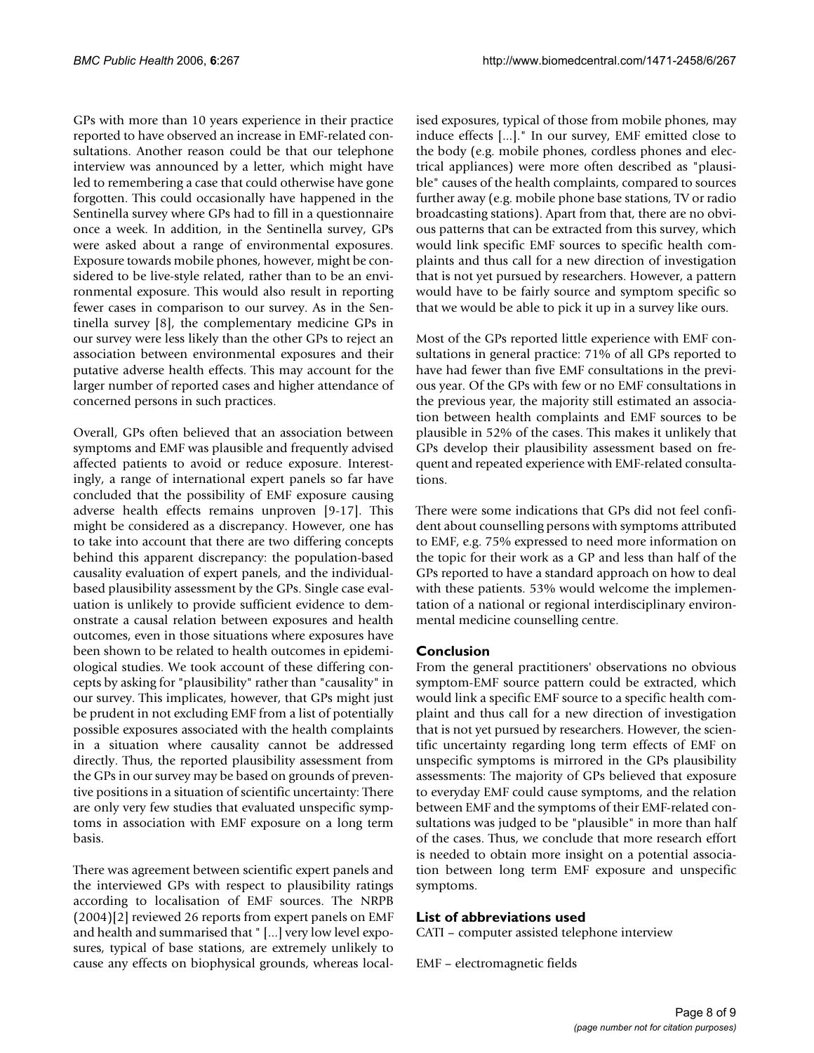GPs with more than 10 years experience in their practice reported to have observed an increase in EMF-related consultations. Another reason could be that our telephone interview was announced by a letter, which might have led to remembering a case that could otherwise have gone forgotten. This could occasionally have happened in the Sentinella survey where GPs had to fill in a questionnaire once a week. In addition, in the Sentinella survey, GPs were asked about a range of environmental exposures. Exposure towards mobile phones, however, might be considered to be live-style related, rather than to be an environmental exposure. This would also result in reporting fewer cases in comparison to our survey. As in the Sentinella survey [8], the complementary medicine GPs in our survey were less likely than the other GPs to reject an association between environmental exposures and their putative adverse health effects. This may account for the larger number of reported cases and higher attendance of concerned persons in such practices.

Overall, GPs often believed that an association between symptoms and EMF was plausible and frequently advised affected patients to avoid or reduce exposure. Interestingly, a range of international expert panels so far have concluded that the possibility of EMF exposure causing adverse health effects remains unproven [9-17]. This might be considered as a discrepancy. However, one has to take into account that there are two differing concepts behind this apparent discrepancy: the population-based causality evaluation of expert panels, and the individual-based plausibility assessment by the GPs. Single case evaluation is unlikely to provide sufficient evidence to demonstrate a causal relation between exposures and health outcomes, even in those situations where exposures have been shown to be related to health outcomes in epidemiological studies. We took account of these differing concepts by asking for "plausibility" rather than "causality" in our survey. This implicates, however, that GPs might just be prudent in not excluding EMF from a list of potentially possible exposures associated with the health complaints in a situation where causality cannot be addressed directly. Thus, the reported plausibility assessment from the GPs in our survey may be based on grounds of preventive positions in a situation of scientific uncertainty: There are only very few studies that evaluated unspecific symptoms in association with EMF exposure on a long term basis.

There was agreement between scientific expert panels and the interviewed GPs with respect to plausibility ratings according to localisation of EMF sources. The NRPB (2004)[2] reviewed 26 reports from expert panels on EMF and health and summarised that " [...] very low level exposures, typical of base stations, are extremely unlikely to cause any effects on biophysical grounds, whereas localised exposures, typical of those from mobile phones, may induce effects [...]." In our survey, EMF emitted close to the body (e.g. mobile phones, cordless phones and electrical appliances) were more often described as "plausible" causes of the health complaints, compared to sources further away (e.g. mobile phone base stations, TV or radio broadcasting stations). Apart from that, there are no obvious patterns that can be extracted from this survey, which would link specific EMF sources to specific health complaints and thus call for a new direction of investigation that is not yet pursued by researchers. However, a pattern would have to be fairly source and symptom specific so that we would be able to pick it up in a survey like ours.

Most of the GPs reported little experience with EMF consultations in general practice: 71% of all GPs reported to have had fewer than five EMF consultations in the previous year. Of the GPs with few or no EMF consultations in the previous year, the majority still estimated an association between health complaints and EMF sources to be plausible in 52% of the cases. This makes it unlikely that GPs develop their plausibility assessment based on frequent and repeated experience with EMF-related consultations.

There were some indications that GPs did not feel confident about counselling persons with symptoms attributed to EMF, e.g. 75% expressed to need more information on the topic for their work as a GP and less than half of the GPs reported to have a standard approach on how to deal with these patients. 53% would welcome the implementation of a national or regional interdisciplinary environmental medicine counselling centre.

## Conclusion

From the general practitioners' observations no obvious symptom-EMF source pattern could be extracted, which would link a specific EMF source to a specific health complaint and thus call for a new direction of investigation that is not yet pursued by researchers. However, the scientific uncertainty regarding long term effects of EMF on unspecific symptoms is mirrored in the GPs plausibility assessments: The majority of GPs believed that exposure to everyday EMF could cause symptoms, and the relation between EMF and the symptoms of their EMF-related consultations was judged to be "plausible" in more than half of the cases. Thus, we conclude that more research effort is needed to obtain more insight on a potential association between long term EMF exposure and unspecific symptoms.

## List of abbreviations used

CATI – computer assisted telephone interview

EMF – electromagnetic fields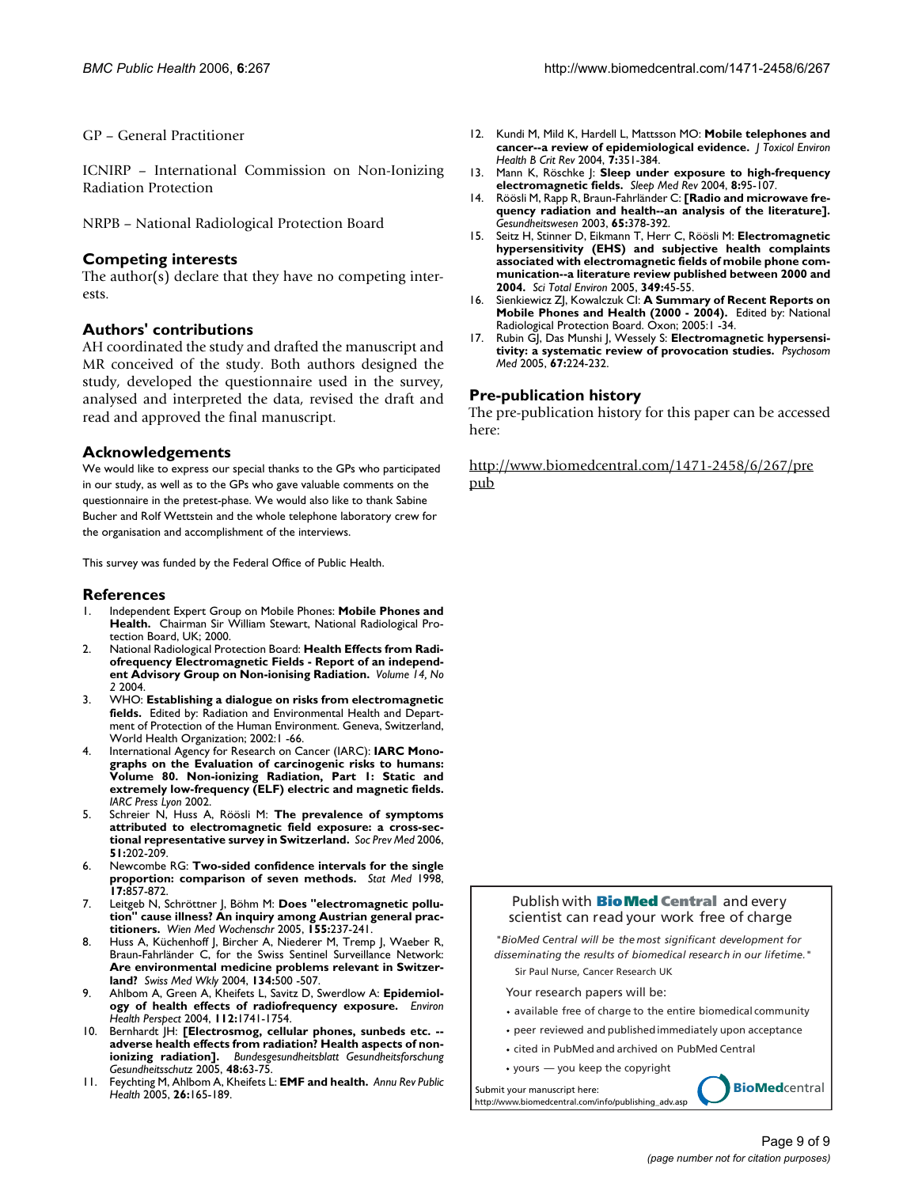GP – General Practitioner

ICNIRP – International Commission on Non-Ionizing Radiation Protection

NRPB – National Radiological Protection Board

## Competing interests

The author(s) declare that they have no competing interests.

## Authors' contributions

AH coordinated the study and drafted the manuscript and MR conceived of the study. Both authors designed the study, developed the questionnaire used in the survey, analysed and interpreted the data, revised the draft and read and approved the final manuscript.

## Acknowledgements

We would like to express our special thanks to the GPs who participated in our study, as well as to the GPs who gave valuable comments on the questionnaire in the pretest-phase. We would also like to thank Sabine Bucher and Rolf Wettstein and the whole telephone laboratory crew for the organisation and accomplishment of the interviews.

This survey was funded by the Federal Office of Public Health.

## References

1. Independent Expert Group on Mobile Phones: **Mobile Phones and Health.** Chairman Sir William Stewart, National Radiological Protection Board, UK; 2000.
2. National Radiological Protection Board: **Health Effects from Radiofrequency Electromagnetic Fields - Report of an independent Advisory Group on Non-ionising Radiation.** *Volume 14, No 2* 2004.
3. WHO: **Establishing a dialogue on risks from electromagnetic fields.** Edited by: Radiation and Environmental Health and Department of Protection of the Human Environment. Geneva, Switzerland, World Health Organization; 2002:1 -66.
4. International Agency for Research on Cancer (IARC): **IARC Monographs on the Evaluation of carcinogenic risks to humans: Volume 80. Non-ionizing Radiation, Part 1: Static and extremely low-frequency (ELF) electric and magnetic fields.** *IARC Press Lyon* 2002.
5. Schreier N, Huss A, Röösli M: **The prevalence of symptoms attributed to electromagnetic field exposure: a cross-sectional representative survey in Switzerland.** *Soc Prev Med* 2006, **51:**202-209.
6. Newcombe RG: **Two-sided confidence intervals for the single proportion: comparison of seven methods.** *Stat Med* 1998, **17:**857-872.
7. Leitgeb N, Schröttner J, Böhm M: **Does "electromagnetic pollution" cause illness? An inquiry among Austrian general practitioners.** *Wien Med Wochenschr* 2005, **155:**237-241.
8. Huss A, Küchenhoff J, Bircher A, Niederer M, Tremp J, Waeber R, Braun-Fahrländer C, for the Swiss Sentinel Surveillance Network: **Are environmental medicine problems relevant in Switzerland?** *Swiss Med Wkly* 2004, **134:**500 -507.
9. Ahlbom A, Green A, Kheifets L, Savitz D, Swerdlow A: **Epidemiology of health effects of radiofrequency exposure.** *Environ Health Perspect* 2004, **112:**1741-1754.
10. Bernhardt JH: **[Electrosmog, cellular phones, sunbeds etc. -- adverse health effects from radiation? Health aspects of non-ionizing radiation].** *Bundesgesundheitsblatt Gesundheitsforschung Gesundheitsschutz* 2005, **48:**63-75.
11. Feychting M, Ahlbom A, Kheifets L: **EMF and health.** *Annu Rev Public Health* 2005, **26:**165-189.
12. Kundi M, Mild K, Hardell L, Mattsson MO: **Mobile telephones and cancer--a review of epidemiological evidence.** *J Toxicol Environ Health B Crit Rev* 2004, **7:**351-384.
13. Mann K, Röschke J: **Sleep under exposure to high-frequency electromagnetic fields.** *Sleep Med Rev* 2004, **8:**95-107.
14. Röösli M, Rapp R, Braun-Fahrländer C: **[Radio and microwave frequency radiation and health--an analysis of the literature].** *Gesundheitswesen* 2003, **65:**378-392.
15. Seitz H, Stinner D, Eikmann T, Herr C, Röösli M: **Electromagnetic hypersensitivity (EHS) and subjective health complaints associated with electromagnetic fields of mobile phone communication--a literature review published between 2000 and 2004.** *Sci Total Environ* 2005, **349:**45-55.
16. Sienkiewicz ZJ, Kowalczuk CI: **A Summary of Recent Reports on Mobile Phones and Health (2000 - 2004).** Edited by: National Radiological Protection Board. Oxon; 2005:1 -34.
17. Rubin GJ, Das Munshi J, Wessely S: **Electromagnetic hypersensitivity: a systematic review of provocation studies.** *Psychosom Med* 2005, **67:**224-232.

## Pre-publication history

The pre-publication history for this paper can be accessed here:

http://www.biomedcentral.com/1471-2458/6/267/prepub

Publish with **BioMed Central** and every scientist can read your work free of charge

*"BioMed Central will be the most significant development for disseminating the results of biomedical research in our lifetime."*

Sir Paul Nurse, Cancer Research UK

Your research papers will be:

- available free of charge to the entire biomedical community
- peer reviewed and published immediately upon acceptance
- cited in PubMed and archived on PubMed Central
- yours — you keep the copyright

Submit your manuscript here:
http://www.biomedcentral.com/info/publishing_adv.asp

BioMedcentral